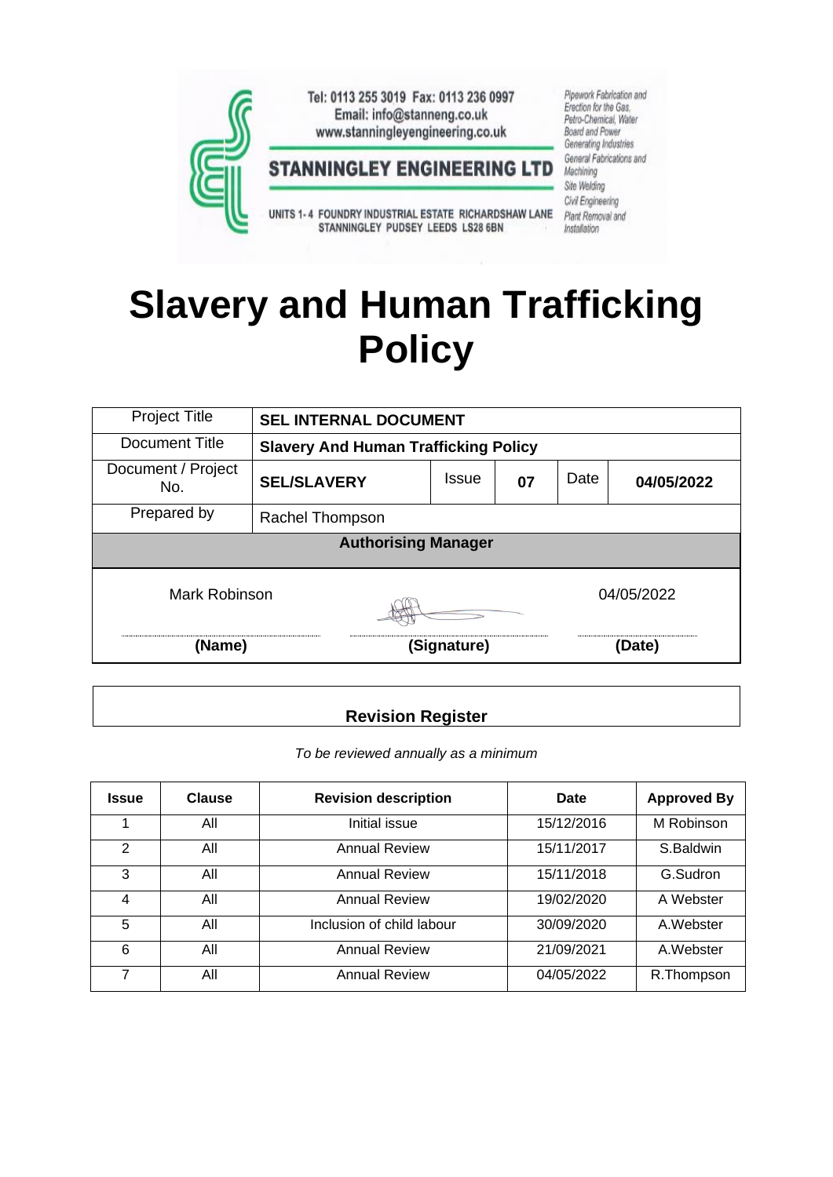Tel: 0113 255 3019 Fax: 0113 236 0997
Email: info@stanneng.co.uk
www.stanningleyengineering.co.uk

**STANNINGLEY ENGINEERING LTD**

UNITS 1-4 FOUNDRY INDUSTRIAL ESTATE RICHARDSHAW LANE STANNINGLEY PUDSEY LEEDS LS28 6BN

*Pipework Fabrication and Erection for the Gas, Petro-Chemical, Water Board and Power Generating Industries*
*General Fabrications and Machining*
*Site Welding*
*Civil Engineering*
*Plant Removal and Installation*

# Slavery and Human Trafficking Policy

| Project Title | **SEL INTERNAL DOCUMENT** | | | | |
|---|---|---|---|---|---|
| Document Title | **Slavery And Human Trafficking Policy** | | | | |
| Document / Project No. | **SEL/SLAVERY** | Issue | **07** | Date | **04/05/2022** |
| Prepared by | Rachel Thompson | | | | |

| **Authorising Manager** | | |
|---|---|---|
| Mark Robinson | [signature] | 04/05/2022 |
| **(Name)** | **(Signature)** | **(Date)** |

**Revision Register**

*To be reviewed annually as a minimum*

| Issue | Clause | Revision description | Date | Approved By |
|---|---|---|---|---|
| 1 | All | Initial issue | 15/12/2016 | M Robinson |
| 2 | All | Annual Review | 15/11/2017 | S.Baldwin |
| 3 | All | Annual Review | 15/11/2018 | G.Sudron |
| 4 | All | Annual Review | 19/02/2020 | A Webster |
| 5 | All | Inclusion of child labour | 30/09/2020 | A.Webster |
| 6 | All | Annual Review | 21/09/2021 | A.Webster |
| 7 | All | Annual Review | 04/05/2022 | R.Thompson |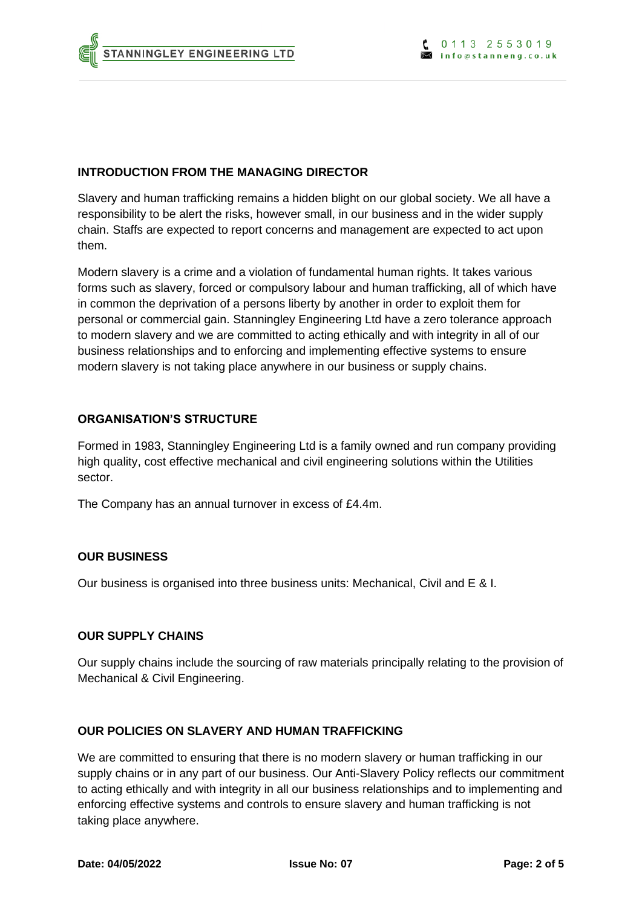## INTRODUCTION FROM THE MANAGING DIRECTOR

Slavery and human trafficking remains a hidden blight on our global society. We all have a responsibility to be alert the risks, however small, in our business and in the wider supply chain. Staffs are expected to report concerns and management are expected to act upon them.

Modern slavery is a crime and a violation of fundamental human rights. It takes various forms such as slavery, forced or compulsory labour and human trafficking, all of which have in common the deprivation of a persons liberty by another in order to exploit them for personal or commercial gain. Stanningley Engineering Ltd have a zero tolerance approach to modern slavery and we are committed to acting ethically and with integrity in all of our business relationships and to enforcing and implementing effective systems to ensure modern slavery is not taking place anywhere in our business or supply chains.

## ORGANISATION'S STRUCTURE

Formed in 1983, Stanningley Engineering Ltd is a family owned and run company providing high quality, cost effective mechanical and civil engineering solutions within the Utilities sector.

The Company has an annual turnover in excess of £4.4m.

## OUR BUSINESS

Our business is organised into three business units: Mechanical, Civil and E & I.

## OUR SUPPLY CHAINS

Our supply chains include the sourcing of raw materials principally relating to the provision of Mechanical & Civil Engineering.

## OUR POLICIES ON SLAVERY AND HUMAN TRAFFICKING

We are committed to ensuring that there is no modern slavery or human trafficking in our supply chains or in any part of our business. Our Anti-Slavery Policy reflects our commitment to acting ethically and with integrity in all our business relationships and to implementing and enforcing effective systems and controls to ensure slavery and human trafficking is not taking place anywhere.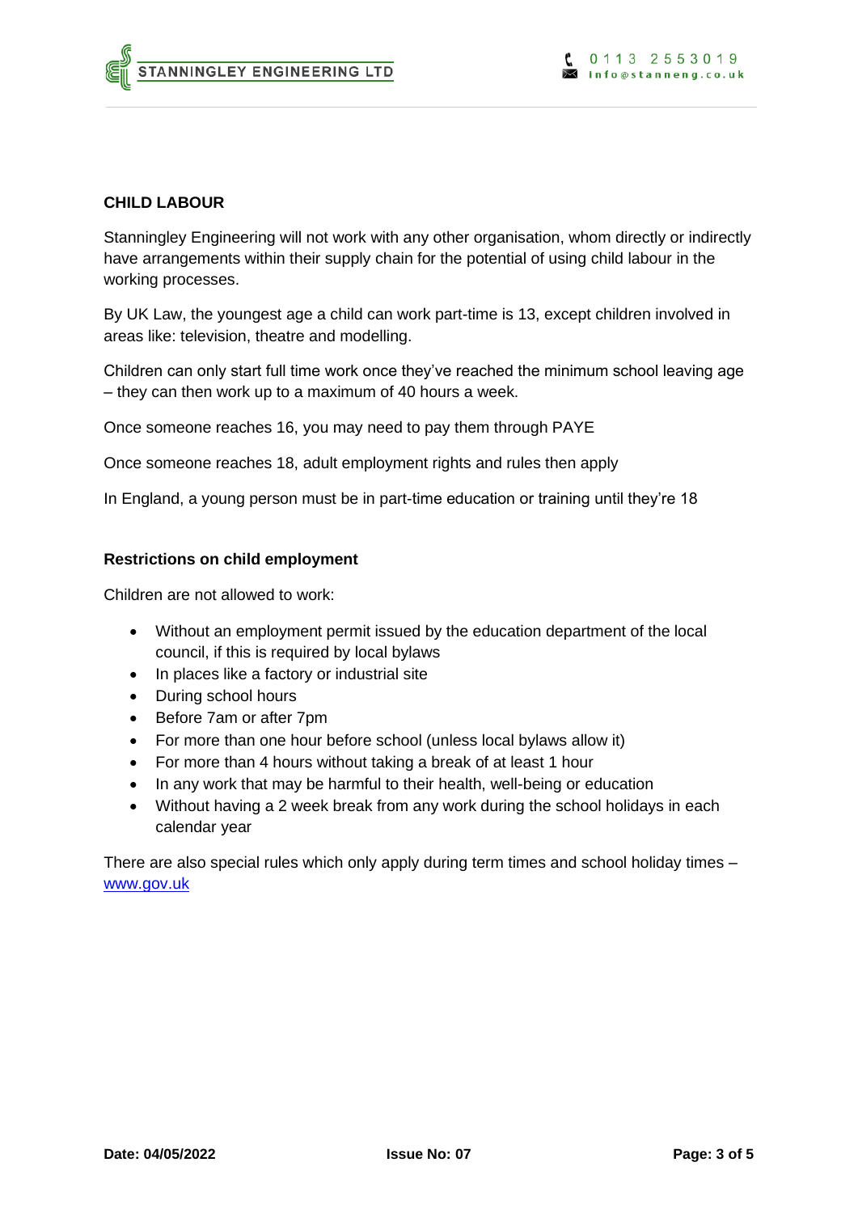## CHILD LABOUR

Stanningley Engineering will not work with any other organisation, whom directly or indirectly have arrangements within their supply chain for the potential of using child labour in the working processes.

By UK Law, the youngest age a child can work part-time is 13, except children involved in areas like: television, theatre and modelling.

Children can only start full time work once they've reached the minimum school leaving age – they can then work up to a maximum of 40 hours a week.

Once someone reaches 16, you may need to pay them through PAYE

Once someone reaches 18, adult employment rights and rules then apply

In England, a young person must be in part-time education or training until they're 18

### Restrictions on child employment

Children are not allowed to work:

- Without an employment permit issued by the education department of the local council, if this is required by local bylaws
- In places like a factory or industrial site
- During school hours
- Before 7am or after 7pm
- For more than one hour before school (unless local bylaws allow it)
- For more than 4 hours without taking a break of at least 1 hour
- In any work that may be harmful to their health, well-being or education
- Without having a 2 week break from any work during the school holidays in each calendar year

There are also special rules which only apply during term times and school holiday times – [www.gov.uk](http://www.gov.uk)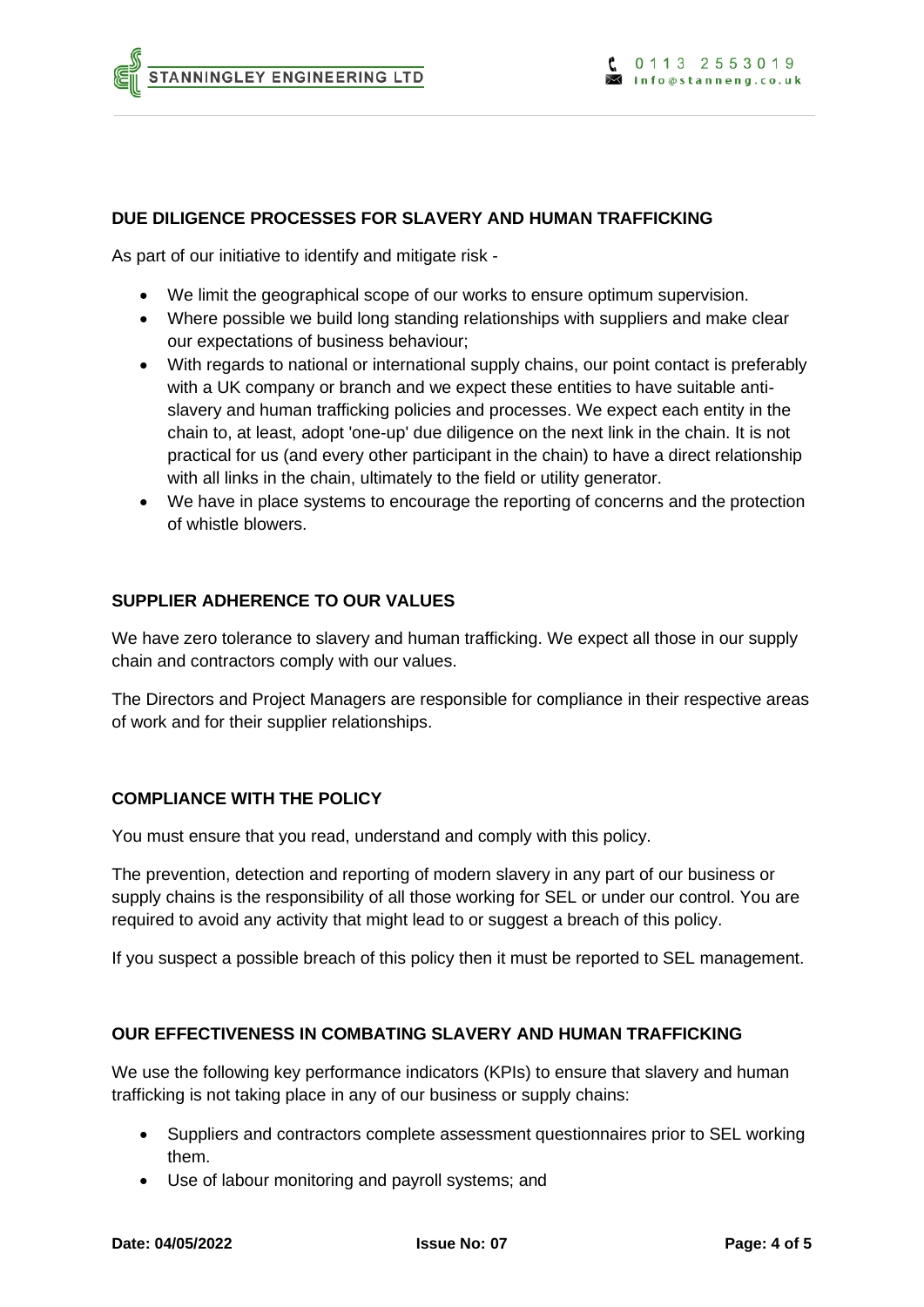## DUE DILIGENCE PROCESSES FOR SLAVERY AND HUMAN TRAFFICKING

As part of our initiative to identify and mitigate risk -

- We limit the geographical scope of our works to ensure optimum supervision.
- Where possible we build long standing relationships with suppliers and make clear our expectations of business behaviour;
- With regards to national or international supply chains, our point contact is preferably with a UK company or branch and we expect these entities to have suitable anti-slavery and human trafficking policies and processes. We expect each entity in the chain to, at least, adopt 'one-up' due diligence on the next link in the chain. It is not practical for us (and every other participant in the chain) to have a direct relationship with all links in the chain, ultimately to the field or utility generator.
- We have in place systems to encourage the reporting of concerns and the protection of whistle blowers.

## SUPPLIER ADHERENCE TO OUR VALUES

We have zero tolerance to slavery and human trafficking. We expect all those in our supply chain and contractors comply with our values.

The Directors and Project Managers are responsible for compliance in their respective areas of work and for their supplier relationships.

## COMPLIANCE WITH THE POLICY

You must ensure that you read, understand and comply with this policy.

The prevention, detection and reporting of modern slavery in any part of our business or supply chains is the responsibility of all those working for SEL or under our control. You are required to avoid any activity that might lead to or suggest a breach of this policy.

If you suspect a possible breach of this policy then it must be reported to SEL management.

## OUR EFFECTIVENESS IN COMBATING SLAVERY AND HUMAN TRAFFICKING

We use the following key performance indicators (KPIs) to ensure that slavery and human trafficking is not taking place in any of our business or supply chains:

- Suppliers and contractors complete assessment questionnaires prior to SEL working them.
- Use of labour monitoring and payroll systems; and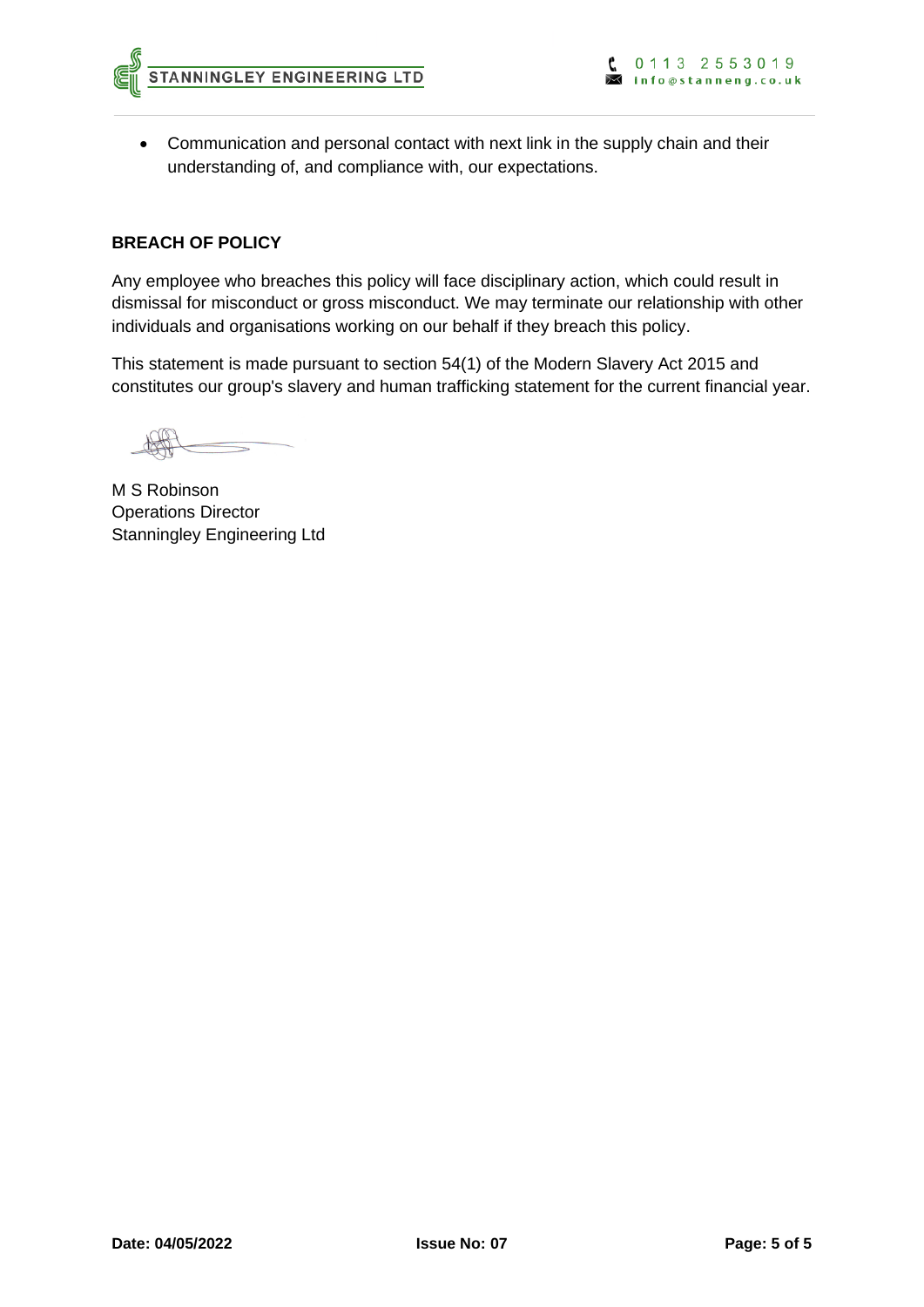- Communication and personal contact with next link in the supply chain and their understanding of, and compliance with, our expectations.

**BREACH OF POLICY**

Any employee who breaches this policy will face disciplinary action, which could result in dismissal for misconduct or gross misconduct. We may terminate our relationship with other individuals and organisations working on our behalf if they breach this policy.

This statement is made pursuant to section 54(1) of the Modern Slavery Act 2015 and constitutes our group's slavery and human trafficking statement for the current financial year.

M S Robinson
Operations Director
Stanningley Engineering Ltd